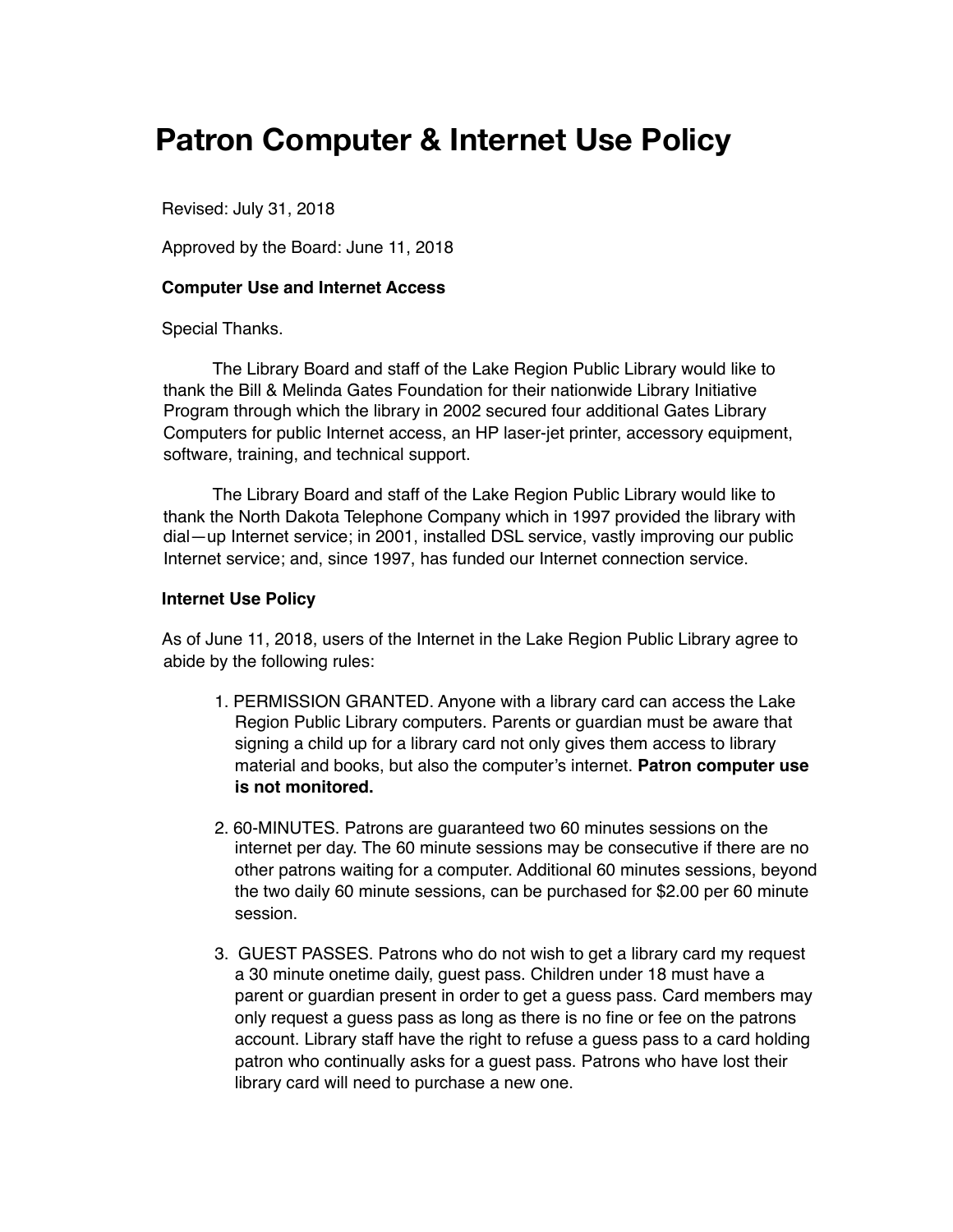# Patron Computer & Internet Use Policy

Revised: July 31, 2018

Approved by the Board: June 11, 2018

**Computer Use and Internet Access**

Special Thanks.

The Library Board and staff of the Lake Region Public Library would like to thank the Bill & Melinda Gates Foundation for their nationwide Library Initiative Program through which the library in 2002 secured four additional Gates Library Computers for public Internet access, an HP laser-jet printer, accessory equipment, software, training, and technical support.

The Library Board and staff of the Lake Region Public Library would like to thank the North Dakota Telephone Company which in 1997 provided the library with dial—up Internet service; in 2001, installed DSL service, vastly improving our public Internet service; and, since 1997, has funded our Internet connection service.

**Internet Use Policy**

As of June 11, 2018, users of the Internet in the Lake Region Public Library agree to abide by the following rules:

1. PERMISSION GRANTED. Anyone with a library card can access the Lake Region Public Library computers. Parents or guardian must be aware that signing a child up for a library card not only gives them access to library material and books, but also the computer's internet. **Patron computer use is not monitored.**

2. 60-MINUTES. Patrons are guaranteed two 60 minutes sessions on the internet per day. The 60 minute sessions may be consecutive if there are no other patrons waiting for a computer. Additional 60 minutes sessions, beyond the two daily 60 minute sessions, can be purchased for $2.00 per 60 minute session.

3. GUEST PASSES. Patrons who do not wish to get a library card my request a 30 minute onetime daily, guest pass. Children under 18 must have a parent or guardian present in order to get a guess pass. Card members may only request a guess pass as long as there is no fine or fee on the patrons account. Library staff have the right to refuse a guess pass to a card holding patron who continually asks for a guest pass. Patrons who have lost their library card will need to purchase a new one.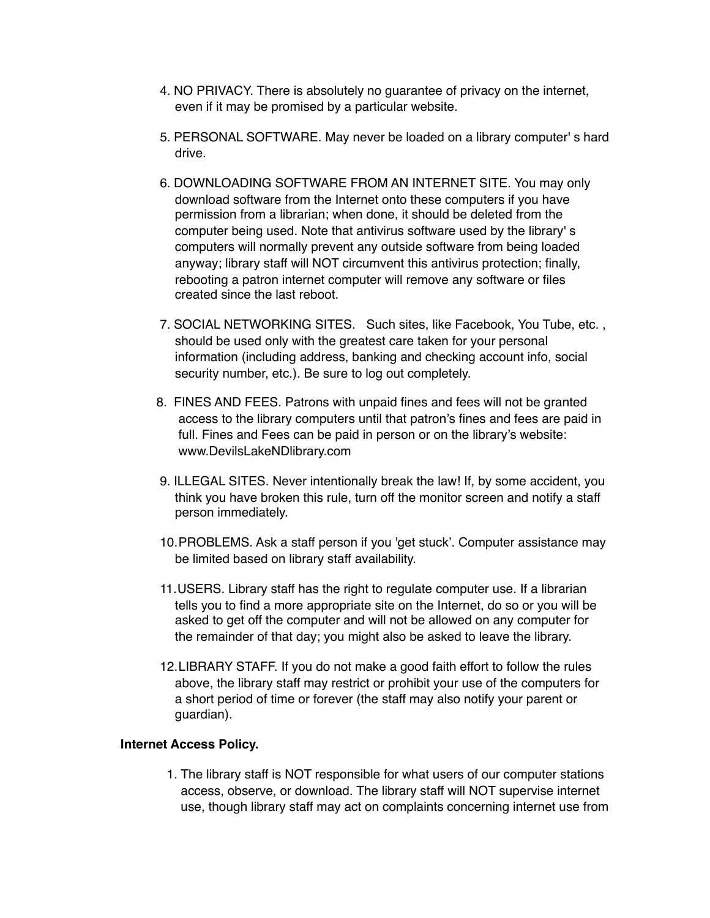4. NO PRIVACY. There is absolutely no guarantee of privacy on the internet, even if it may be promised by a particular website.

5. PERSONAL SOFTWARE. May never be loaded on a library computer' s hard drive.

6. DOWNLOADING SOFTWARE FROM AN INTERNET SITE. You may only download software from the Internet onto these computers if you have permission from a librarian; when done, it should be deleted from the computer being used. Note that antivirus software used by the library' s computers will normally prevent any outside software from being loaded anyway; library staff will NOT circumvent this antivirus protection; finally, rebooting a patron internet computer will remove any software or files created since the last reboot.

7. SOCIAL NETWORKING SITES. Such sites, like Facebook, You Tube, etc. , should be used only with the greatest care taken for your personal information (including address, banking and checking account info, social security number, etc.). Be sure to log out completely.

8. FINES AND FEES. Patrons with unpaid fines and fees will not be granted access to the library computers until that patron's fines and fees are paid in full. Fines and Fees can be paid in person or on the library's website: www.DevilsLakeNDlibrary.com

9. ILLEGAL SITES. Never intentionally break the law! If, by some accident, you think you have broken this rule, turn off the monitor screen and notify a staff person immediately.

10. PROBLEMS. Ask a staff person if you 'get stuck'. Computer assistance may be limited based on library staff availability.

11. USERS. Library staff has the right to regulate computer use. If a librarian tells you to find a more appropriate site on the Internet, do so or you will be asked to get off the computer and will not be allowed on any computer for the remainder of that day; you might also be asked to leave the library.

12. LIBRARY STAFF. If you do not make a good faith effort to follow the rules above, the library staff may restrict or prohibit your use of the computers for a short period of time or forever (the staff may also notify your parent or guardian).

**Internet Access Policy.**

1. The library staff is NOT responsible for what users of our computer stations access, observe, or download. The library staff will NOT supervise internet use, though library staff may act on complaints concerning internet use from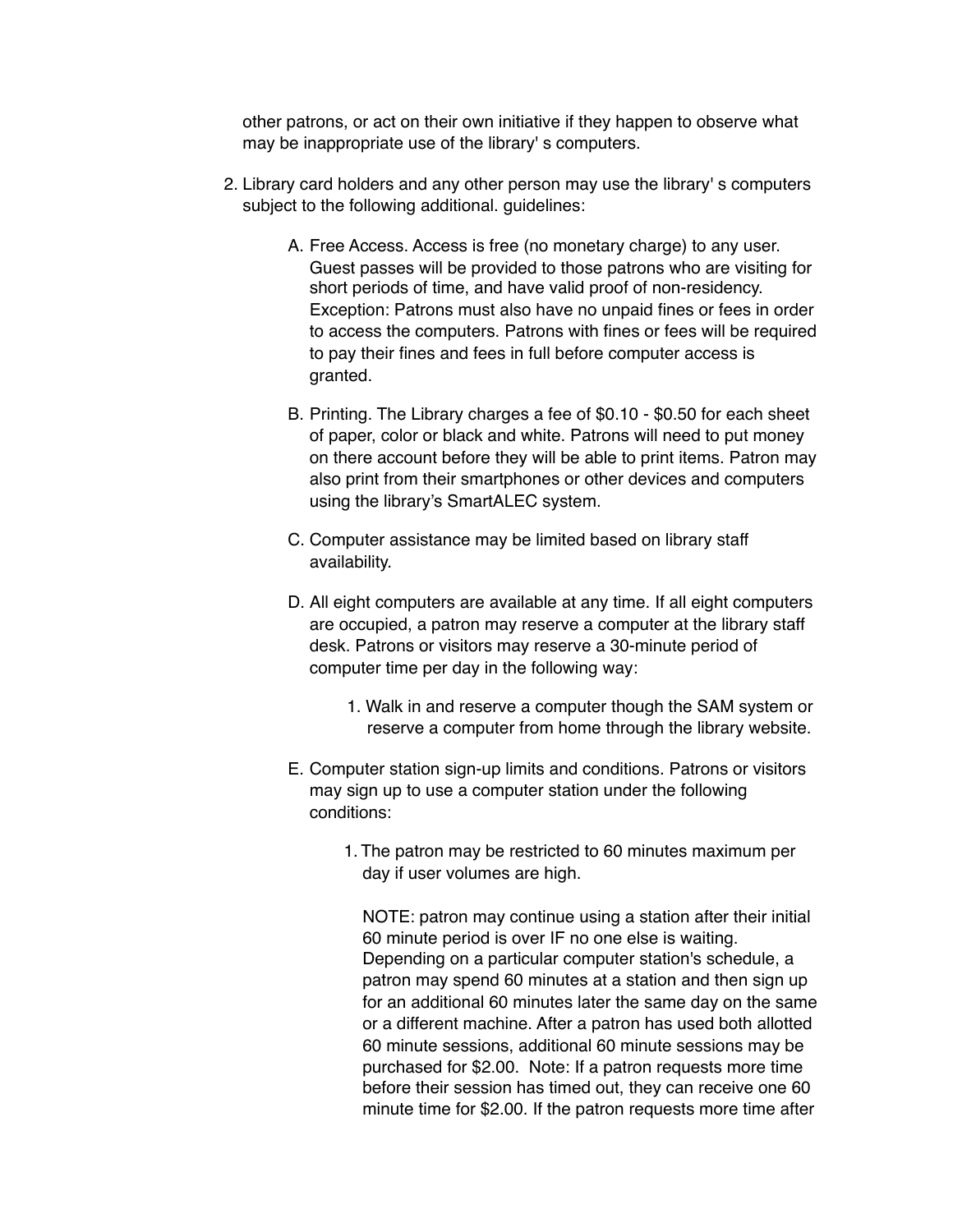other patrons, or act on their own initiative if they happen to observe what may be inappropriate use of the library' s computers.

2. Library card holders and any other person may use the library' s computers subject to the following additional. guidelines:

   A. Free Access. Access is free (no monetary charge) to any user. Guest passes will be provided to those patrons who are visiting for short periods of time, and have valid proof of non-residency. Exception: Patrons must also have no unpaid fines or fees in order to access the computers. Patrons with fines or fees will be required to pay their fines and fees in full before computer access is granted.

   B. Printing. The Library charges a fee of $0.10 - $0.50 for each sheet of paper, color or black and white. Patrons will need to put money on there account before they will be able to print items. Patron may also print from their smartphones or other devices and computers using the library's SmartALEC system.

   C. Computer assistance may be limited based on library staff availability.

   D. All eight computers are available at any time. If all eight computers are occupied, a patron may reserve a computer at the library staff desk. Patrons or visitors may reserve a 30-minute period of computer time per day in the following way:

      1. Walk in and reserve a computer though the SAM system or reserve a computer from home through the library website.

   E. Computer station sign-up limits and conditions. Patrons or visitors may sign up to use a computer station under the following conditions:

      1. The patron may be restricted to 60 minutes maximum per day if user volumes are high.

         NOTE: patron may continue using a station after their initial 60 minute period is over IF no one else is waiting. Depending on a particular computer station's schedule, a patron may spend 60 minutes at a station and then sign up for an additional 60 minutes later the same day on the same or a different machine. After a patron has used both allotted 60 minute sessions, additional 60 minute sessions may be purchased for $2.00. Note: If a patron requests more time before their session has timed out, they can receive one 60 minute time for $2.00. If the patron requests more time after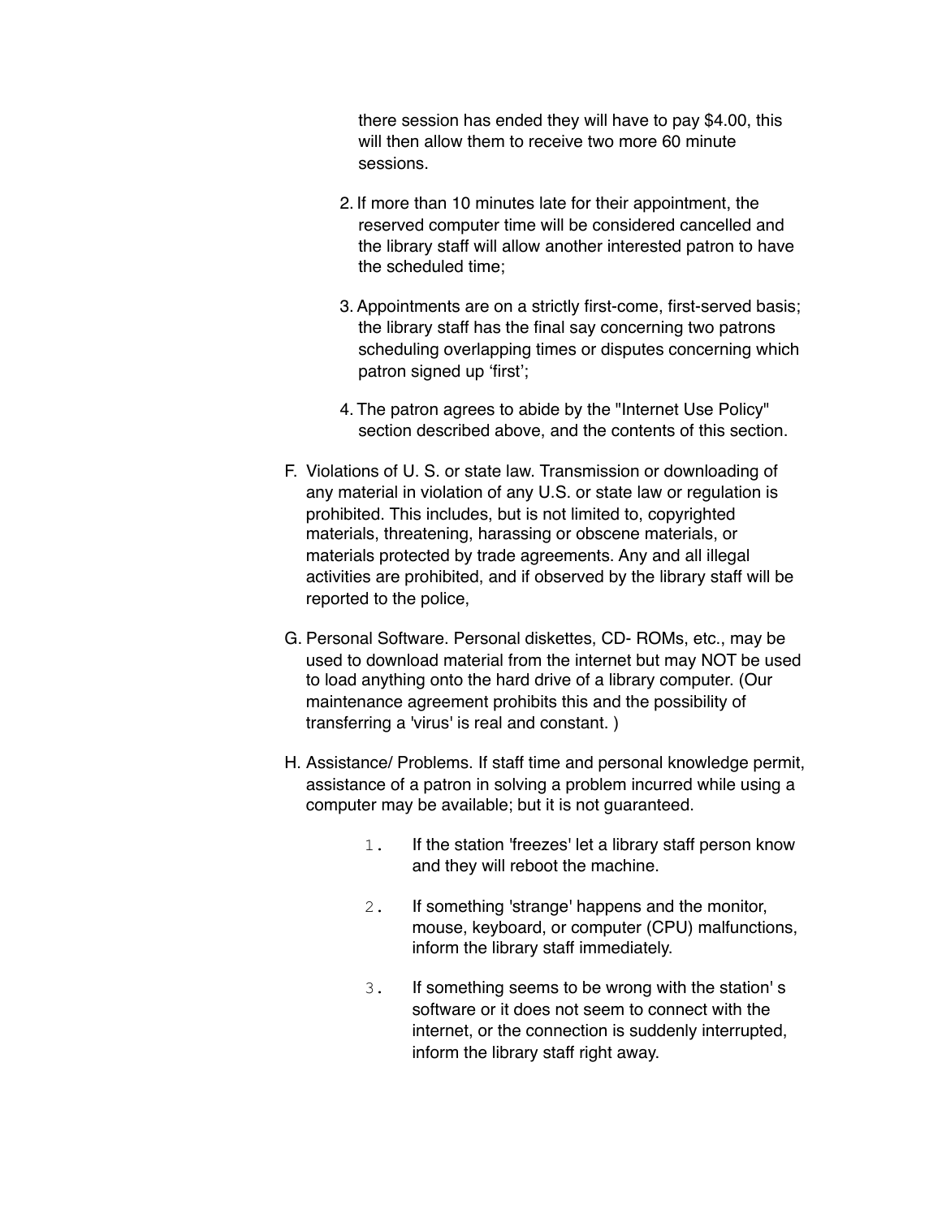there session has ended they will have to pay $4.00, this will then allow them to receive two more 60 minute sessions.

2. If more than 10 minutes late for their appointment, the reserved computer time will be considered cancelled and the library staff will allow another interested patron to have the scheduled time;

3. Appointments are on a strictly first-come, first-served basis; the library staff has the final say concerning two patrons scheduling overlapping times or disputes concerning which patron signed up 'first';

4. The patron agrees to abide by the "Internet Use Policy" section described above, and the contents of this section.

F. Violations of U. S. or state law. Transmission or downloading of any material in violation of any U.S. or state law or regulation is prohibited. This includes, but is not limited to, copyrighted materials, threatening, harassing or obscene materials, or materials protected by trade agreements. Any and all illegal activities are prohibited, and if observed by the library staff will be reported to the police,

G. Personal Software. Personal diskettes, CD- ROMs, etc., may be used to download material from the internet but may NOT be used to load anything onto the hard drive of a library computer. (Our maintenance agreement prohibits this and the possibility of transferring a 'virus' is real and constant. )

H. Assistance/ Problems. If staff time and personal knowledge permit, assistance of a patron in solving a problem incurred while using a computer may be available; but it is not guaranteed.

1. If the station 'freezes' let a library staff person know and they will reboot the machine.

2. If something 'strange' happens and the monitor, mouse, keyboard, or computer (CPU) malfunctions, inform the library staff immediately.

3. If something seems to be wrong with the station' s software or it does not seem to connect with the internet, or the connection is suddenly interrupted, inform the library staff right away.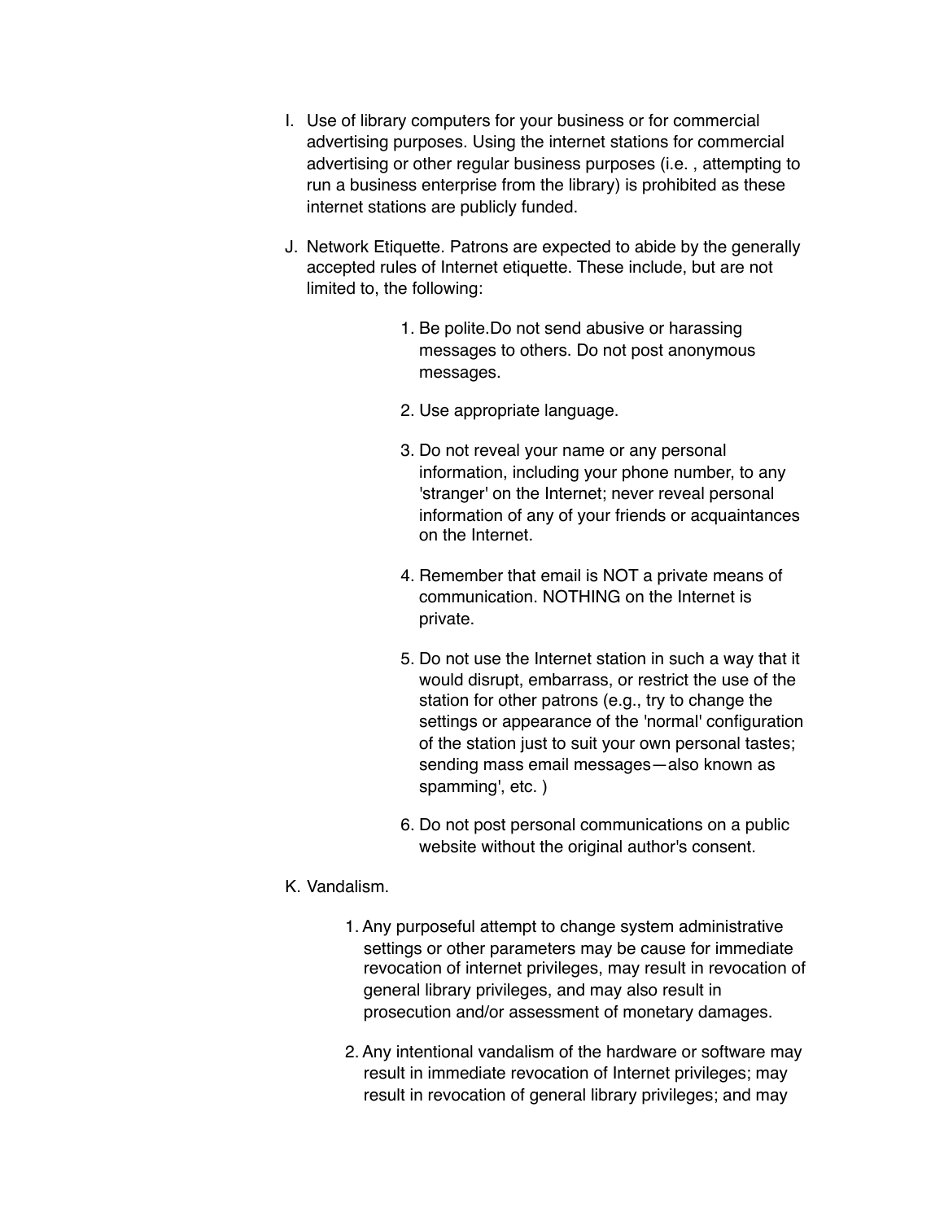I. Use of library computers for your business or for commercial advertising purposes. Using the internet stations for commercial advertising or other regular business purposes (i.e. , attempting to run a business enterprise from the library) is prohibited as these internet stations are publicly funded.

J. Network Etiquette. Patrons are expected to abide by the generally accepted rules of Internet etiquette. These include, but are not limited to, the following:

    1. Be polite.Do not send abusive or harassing messages to others. Do not post anonymous messages.

    2. Use appropriate language.

    3. Do not reveal your name or any personal information, including your phone number, to any 'stranger' on the Internet; never reveal personal information of any of your friends or acquaintances on the Internet.

    4. Remember that email is NOT a private means of communication. NOTHING on the Internet is private.

    5. Do not use the Internet station in such a way that it would disrupt, embarrass, or restrict the use of the station for other patrons (e.g., try to change the settings or appearance of the 'normal' configuration of the station just to suit your own personal tastes; sending mass email messages—also known as spamming', etc. )

    6. Do not post personal communications on a public website without the original author's consent.

K. Vandalism.

    1. Any purposeful attempt to change system administrative settings or other parameters may be cause for immediate revocation of internet privileges, may result in revocation of general library privileges, and may also result in prosecution and/or assessment of monetary damages.

    2. Any intentional vandalism of the hardware or software may result in immediate revocation of Internet privileges; may result in revocation of general library privileges; and may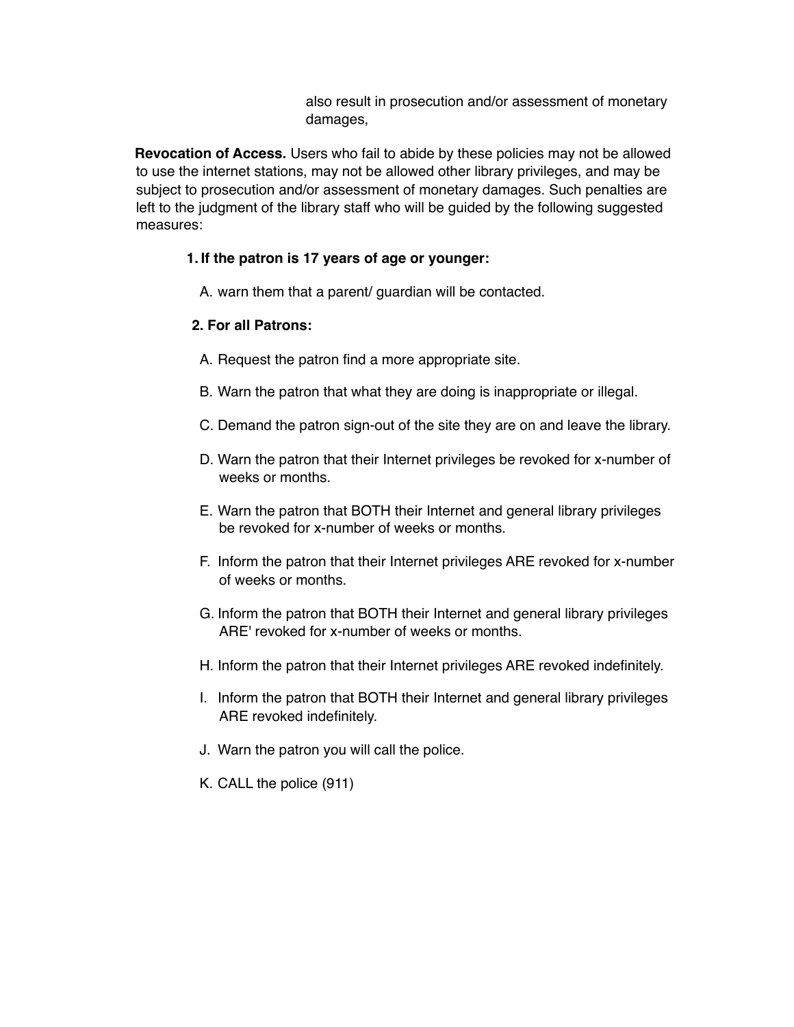also result in prosecution and/or assessment of monetary damages,

**Revocation of Access.** Users who fail to abide by these policies may not be allowed to use the internet stations, may not be allowed other library privileges, and may be subject to prosecution and/or assessment of monetary damages. Such penalties are left to the judgment of the library staff who will be guided by the following suggested measures:

1. **If the patron is 17 years of age or younger:**

   A. warn them that a parent/ guardian will be contacted.

2. **For all Patrons:**

   A. Request the patron find a more appropriate site.

   B. Warn the patron that what they are doing is inappropriate or illegal.

   C. Demand the patron sign-out of the site they are on and leave the library.

   D. Warn the patron that their Internet privileges be revoked for x-number of weeks or months.

   E. Warn the patron that BOTH their Internet and general library privileges be revoked for x-number of weeks or months.

   F. Inform the patron that their Internet privileges ARE revoked for x-number of weeks or months.

   G. Inform the patron that BOTH their Internet and general library privileges ARE' revoked for x-number of weeks or months.

   H. Inform the patron that their Internet privileges ARE revoked indefinitely.

   I. Inform the patron that BOTH their Internet and general library privileges ARE revoked indefinitely.

   J. Warn the patron you will call the police.

   K. CALL the police (911)